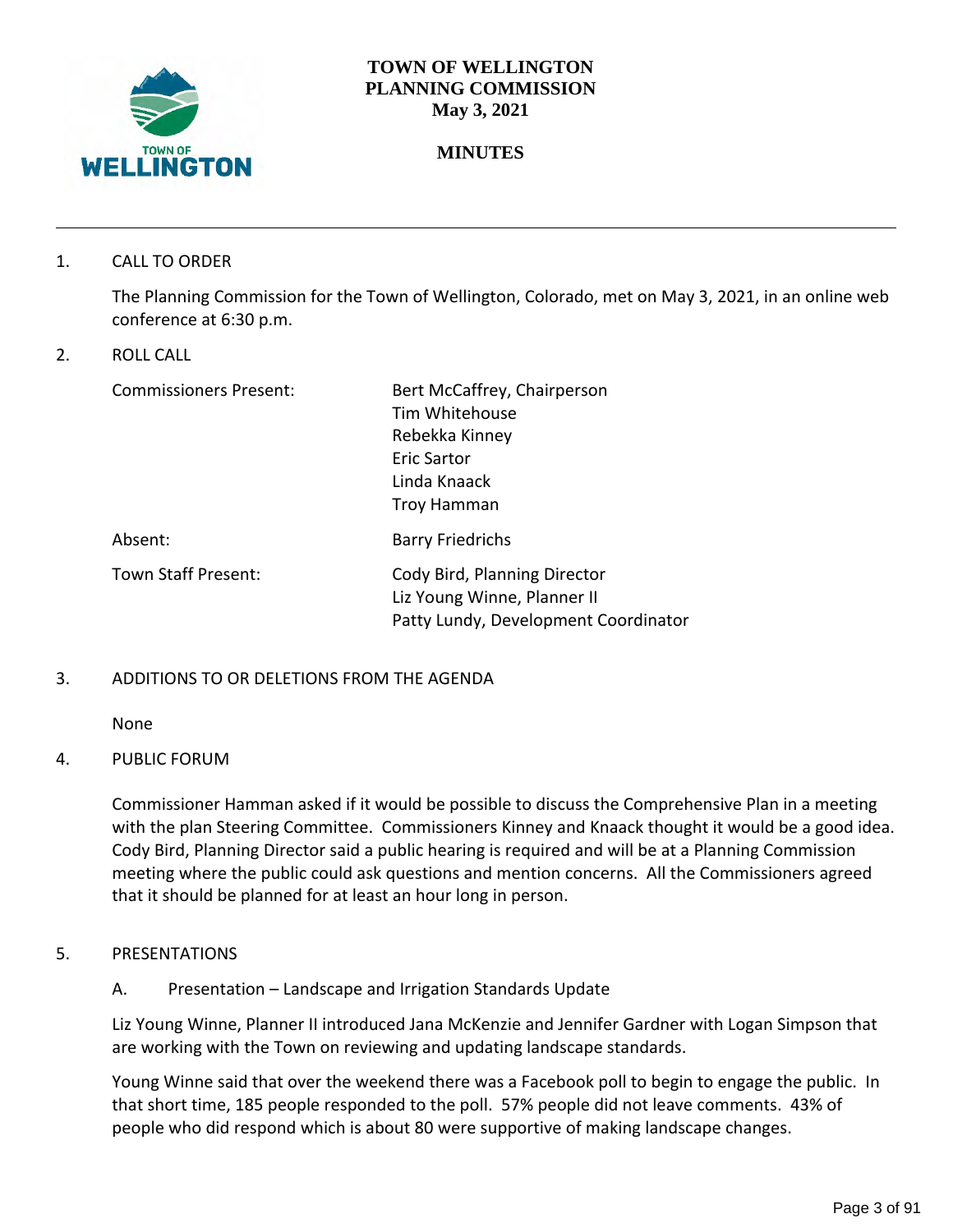# TOWN OF WELLINGTON PLANNING COMMISSION

**May 3, 2021**

## MINUTES

1. CALL TO ORDER

   The Planning Commission for the Town of Wellington, Colorado, met on May 3, 2021, in an online web conference at 6:30 p.m.

2. ROLL CALL

| | |
|---|---|
| Commissioners Present: | Bert McCaffrey, Chairperson<br>Tim Whitehouse<br>Rebekka Kinney<br>Eric Sartor<br>Linda Knaack<br>Troy Hamman |
| Absent: | Barry Friedrichs |
| Town Staff Present: | Cody Bird, Planning Director<br>Liz Young Winne, Planner II<br>Patty Lundy, Development Coordinator |

3. ADDITIONS TO OR DELETIONS FROM THE AGENDA

   None

4. PUBLIC FORUM

   Commissioner Hamman asked if it would be possible to discuss the Comprehensive Plan in a meeting with the plan Steering Committee. Commissioners Kinney and Knaack thought it would be a good idea. Cody Bird, Planning Director said a public hearing is required and will be at a Planning Commission meeting where the public could ask questions and mention concerns. All the Commissioners agreed that it should be planned for at least an hour long in person.

5. PRESENTATIONS

   A. Presentation – Landscape and Irrigation Standards Update

   Liz Young Winne, Planner II introduced Jana McKenzie and Jennifer Gardner with Logan Simpson that are working with the Town on reviewing and updating landscape standards.

   Young Winne said that over the weekend there was a Facebook poll to begin to engage the public. In that short time, 185 people responded to the poll. 57% people did not leave comments. 43% of people who did respond which is about 80 were supportive of making landscape changes.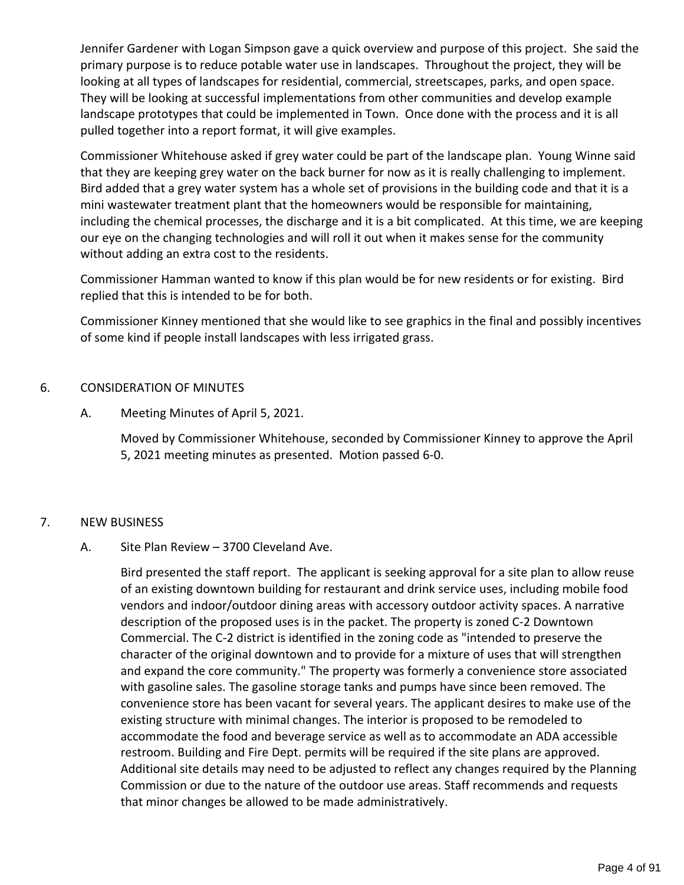Jennifer Gardener with Logan Simpson gave a quick overview and purpose of this project. She said the primary purpose is to reduce potable water use in landscapes. Throughout the project, they will be looking at all types of landscapes for residential, commercial, streetscapes, parks, and open space. They will be looking at successful implementations from other communities and develop example landscape prototypes that could be implemented in Town. Once done with the process and it is all pulled together into a report format, it will give examples.

Commissioner Whitehouse asked if grey water could be part of the landscape plan. Young Winne said that they are keeping grey water on the back burner for now as it is really challenging to implement. Bird added that a grey water system has a whole set of provisions in the building code and that it is a mini wastewater treatment plant that the homeowners would be responsible for maintaining, including the chemical processes, the discharge and it is a bit complicated. At this time, we are keeping our eye on the changing technologies and will roll it out when it makes sense for the community without adding an extra cost to the residents.

Commissioner Hamman wanted to know if this plan would be for new residents or for existing. Bird replied that this is intended to be for both.

Commissioner Kinney mentioned that she would like to see graphics in the final and possibly incentives of some kind if people install landscapes with less irrigated grass.

6. CONSIDERATION OF MINUTES

   A. Meeting Minutes of April 5, 2021.

      Moved by Commissioner Whitehouse, seconded by Commissioner Kinney to approve the April 5, 2021 meeting minutes as presented. Motion passed 6-0.

7. NEW BUSINESS

   A. Site Plan Review – 3700 Cleveland Ave.

      Bird presented the staff report. The applicant is seeking approval for a site plan to allow reuse of an existing downtown building for restaurant and drink service uses, including mobile food vendors and indoor/outdoor dining areas with accessory outdoor activity spaces. A narrative description of the proposed uses is in the packet. The property is zoned C-2 Downtown Commercial. The C-2 district is identified in the zoning code as "intended to preserve the character of the original downtown and to provide for a mixture of uses that will strengthen and expand the core community." The property was formerly a convenience store associated with gasoline sales. The gasoline storage tanks and pumps have since been removed. The convenience store has been vacant for several years. The applicant desires to make use of the existing structure with minimal changes. The interior is proposed to be remodeled to accommodate the food and beverage service as well as to accommodate an ADA accessible restroom. Building and Fire Dept. permits will be required if the site plans are approved. Additional site details may need to be adjusted to reflect any changes required by the Planning Commission or due to the nature of the outdoor use areas. Staff recommends and requests that minor changes be allowed to be made administratively.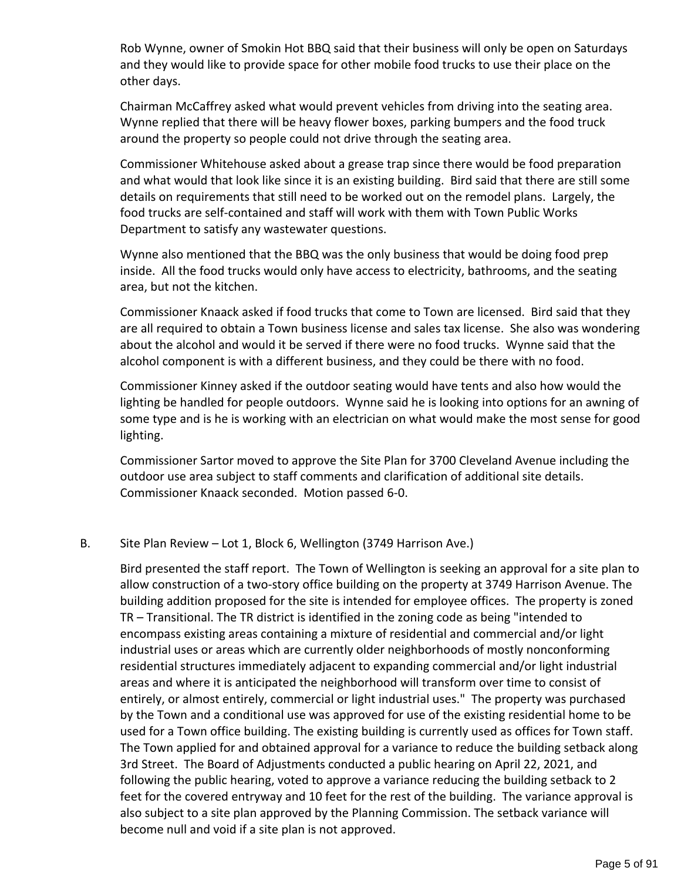Rob Wynne, owner of Smokin Hot BBQ said that their business will only be open on Saturdays and they would like to provide space for other mobile food trucks to use their place on the other days.

Chairman McCaffrey asked what would prevent vehicles from driving into the seating area. Wynne replied that there will be heavy flower boxes, parking bumpers and the food truck around the property so people could not drive through the seating area.

Commissioner Whitehouse asked about a grease trap since there would be food preparation and what would that look like since it is an existing building. Bird said that there are still some details on requirements that still need to be worked out on the remodel plans. Largely, the food trucks are self-contained and staff will work with them with Town Public Works Department to satisfy any wastewater questions.

Wynne also mentioned that the BBQ was the only business that would be doing food prep inside. All the food trucks would only have access to electricity, bathrooms, and the seating area, but not the kitchen.

Commissioner Knaack asked if food trucks that come to Town are licensed. Bird said that they are all required to obtain a Town business license and sales tax license. She also was wondering about the alcohol and would it be served if there were no food trucks. Wynne said that the alcohol component is with a different business, and they could be there with no food.

Commissioner Kinney asked if the outdoor seating would have tents and also how would the lighting be handled for people outdoors. Wynne said he is looking into options for an awning of some type and is he is working with an electrician on what would make the most sense for good lighting.

Commissioner Sartor moved to approve the Site Plan for 3700 Cleveland Avenue including the outdoor use area subject to staff comments and clarification of additional site details. Commissioner Knaack seconded. Motion passed 6-0.

B. Site Plan Review – Lot 1, Block 6, Wellington (3749 Harrison Ave.)

Bird presented the staff report. The Town of Wellington is seeking an approval for a site plan to allow construction of a two-story office building on the property at 3749 Harrison Avenue. The building addition proposed for the site is intended for employee offices. The property is zoned TR – Transitional. The TR district is identified in the zoning code as being "intended to encompass existing areas containing a mixture of residential and commercial and/or light industrial uses or areas which are currently older neighborhoods of mostly nonconforming residential structures immediately adjacent to expanding commercial and/or light industrial areas and where it is anticipated the neighborhood will transform over time to consist of entirely, or almost entirely, commercial or light industrial uses." The property was purchased by the Town and a conditional use was approved for use of the existing residential home to be used for a Town office building. The existing building is currently used as offices for Town staff. The Town applied for and obtained approval for a variance to reduce the building setback along 3rd Street. The Board of Adjustments conducted a public hearing on April 22, 2021, and following the public hearing, voted to approve a variance reducing the building setback to 2 feet for the covered entryway and 10 feet for the rest of the building. The variance approval is also subject to a site plan approved by the Planning Commission. The setback variance will become null and void if a site plan is not approved.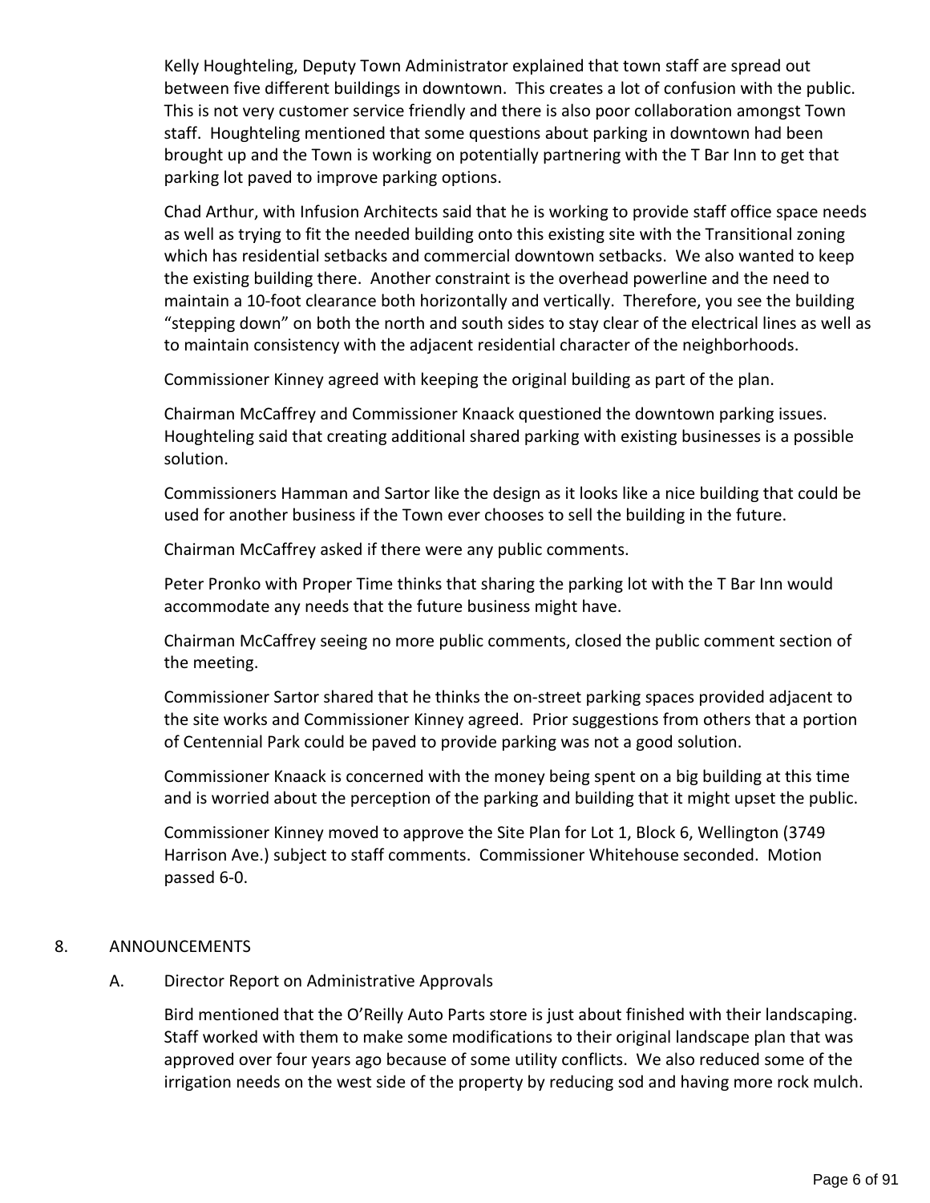Kelly Houghteling, Deputy Town Administrator explained that town staff are spread out between five different buildings in downtown. This creates a lot of confusion with the public. This is not very customer service friendly and there is also poor collaboration amongst Town staff. Houghteling mentioned that some questions about parking in downtown had been brought up and the Town is working on potentially partnering with the T Bar Inn to get that parking lot paved to improve parking options.

Chad Arthur, with Infusion Architects said that he is working to provide staff office space needs as well as trying to fit the needed building onto this existing site with the Transitional zoning which has residential setbacks and commercial downtown setbacks. We also wanted to keep the existing building there. Another constraint is the overhead powerline and the need to maintain a 10-foot clearance both horizontally and vertically. Therefore, you see the building "stepping down" on both the north and south sides to stay clear of the electrical lines as well as to maintain consistency with the adjacent residential character of the neighborhoods.

Commissioner Kinney agreed with keeping the original building as part of the plan.

Chairman McCaffrey and Commissioner Knaack questioned the downtown parking issues. Houghteling said that creating additional shared parking with existing businesses is a possible solution.

Commissioners Hamman and Sartor like the design as it looks like a nice building that could be used for another business if the Town ever chooses to sell the building in the future.

Chairman McCaffrey asked if there were any public comments.

Peter Pronko with Proper Time thinks that sharing the parking lot with the T Bar Inn would accommodate any needs that the future business might have.

Chairman McCaffrey seeing no more public comments, closed the public comment section of the meeting.

Commissioner Sartor shared that he thinks the on-street parking spaces provided adjacent to the site works and Commissioner Kinney agreed. Prior suggestions from others that a portion of Centennial Park could be paved to provide parking was not a good solution.

Commissioner Knaack is concerned with the money being spent on a big building at this time and is worried about the perception of the parking and building that it might upset the public.

Commissioner Kinney moved to approve the Site Plan for Lot 1, Block 6, Wellington (3749 Harrison Ave.) subject to staff comments. Commissioner Whitehouse seconded. Motion passed 6-0.

8. ANNOUNCEMENTS

A. Director Report on Administrative Approvals

Bird mentioned that the O'Reilly Auto Parts store is just about finished with their landscaping. Staff worked with them to make some modifications to their original landscape plan that was approved over four years ago because of some utility conflicts. We also reduced some of the irrigation needs on the west side of the property by reducing sod and having more rock mulch.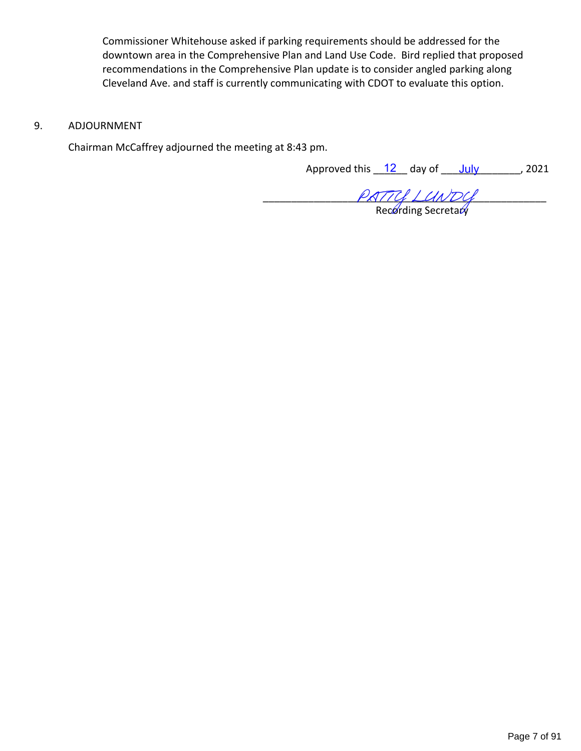Commissioner Whitehouse asked if parking requirements should be addressed for the downtown area in the Comprehensive Plan and Land Use Code. Bird replied that proposed recommendations in the Comprehensive Plan update is to consider angled parking along Cleveland Ave. and staff is currently communicating with CDOT to evaluate this option.

9. ADJOURNMENT

Chairman McCaffrey adjourned the meeting at 8:43 pm.

Approved this 12 day of July, 2021

PATTY LUNDY
Recording Secretary